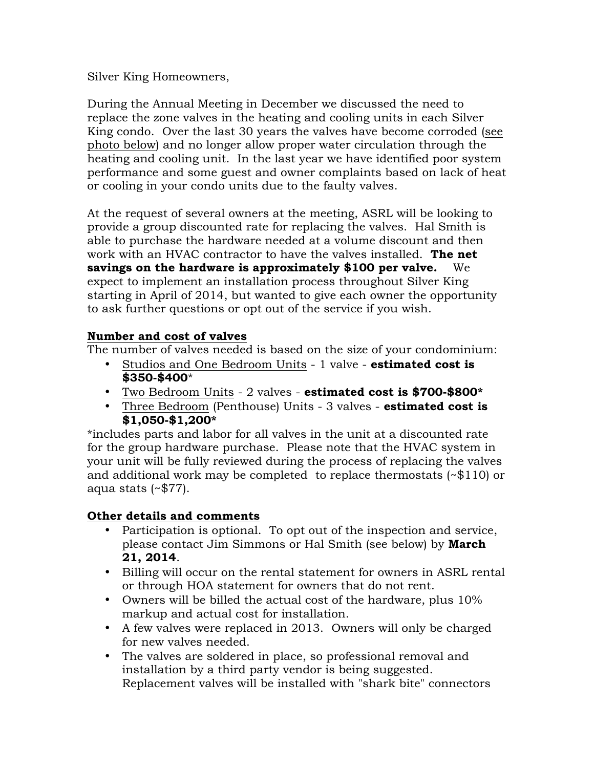Silver King Homeowners,

During the Annual Meeting in December we discussed the need to replace the zone valves in the heating and cooling units in each Silver King condo. Over the last 30 years the valves have become corroded (see photo below) and no longer allow proper water circulation through the heating and cooling unit. In the last year we have identified poor system performance and some guest and owner complaints based on lack of heat or cooling in your condo units due to the faulty valves.

At the request of several owners at the meeting, ASRL will be looking to provide a group discounted rate for replacing the valves. Hal Smith is able to purchase the hardware needed at a volume discount and then work with an HVAC contractor to have the valves installed. **The net savings on the hardware is approximately $100 per valve.** We expect to implement an installation process throughout Silver King starting in April of 2014, but wanted to give each owner the opportunity to ask further questions or opt out of the service if you wish.

**Number and cost of valves**

The number of valves needed is based on the size of your condominium:

- Studios and One Bedroom Units - 1 valve - **estimated cost is $350-$400***
- Two Bedroom Units - 2 valves - **estimated cost is $700-$800***
- Three Bedroom (Penthouse) Units - 3 valves - **estimated cost is $1,050-$1,200***

*includes parts and labor for all valves in the unit at a discounted rate for the group hardware purchase. Please note that the HVAC system in your unit will be fully reviewed during the process of replacing the valves and additional work may be completed to replace thermostats (~$110) or aqua stats (~$77).

**Other details and comments**

- Participation is optional. To opt out of the inspection and service, please contact Jim Simmons or Hal Smith (see below) by **March 21, 2014**.
- Billing will occur on the rental statement for owners in ASRL rental or through HOA statement for owners that do not rent.
- Owners will be billed the actual cost of the hardware, plus 10% markup and actual cost for installation.
- A few valves were replaced in 2013. Owners will only be charged for new valves needed.
- The valves are soldered in place, so professional removal and installation by a third party vendor is being suggested. Replacement valves will be installed with "shark bite" connectors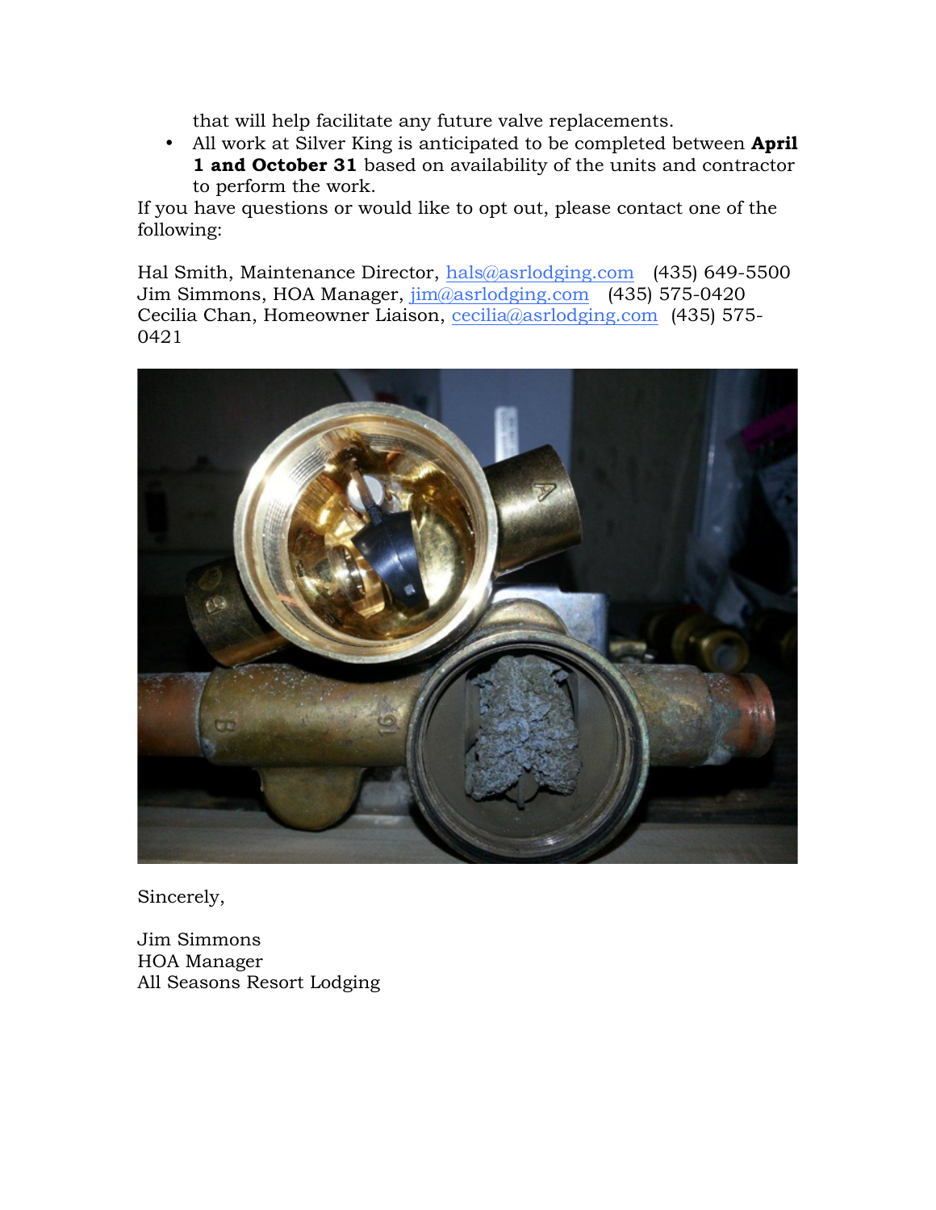that will help facilitate any future valve replacements.

- All work at Silver King is anticipated to be completed between **April 1 and October 31** based on availability of the units and contractor to perform the work.

If you have questions or would like to opt out, please contact one of the following:

Hal Smith, Maintenance Director, hals@asrlodging.com (435) 649-5500
Jim Simmons, HOA Manager, jim@asrlodging.com (435) 575-0420
Cecilia Chan, Homeowner Liaison, cecilia@asrlodging.com (435) 575-0421

Sincerely,

Jim Simmons
HOA Manager
All Seasons Resort Lodging